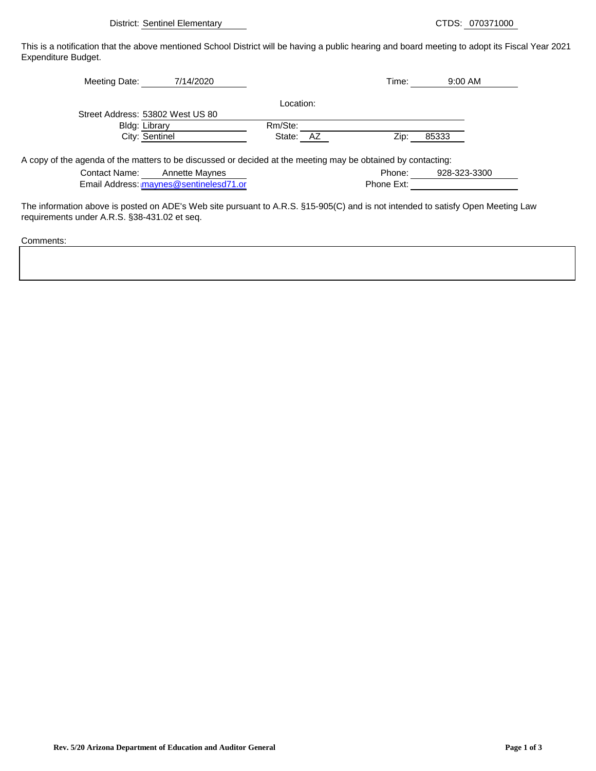District: Sentinel Elementary CTDS: 070371000

This is a notification that the above mentioned School District will be having a public hearing and board meeting to adopt its Fiscal Year 2021 Expenditure Budget.

Meeting Date: 7/14/2020 Time: 9:00 AM

Location:

Street Address: 53802 West US 80

Bldg: Library Rm/Ste:

City: Sentinel State: AZ Zip: 85333

A copy of the agenda of the matters to be discussed or decided at the meeting may be obtained by contacting:

Contact Name: Annette Maynes Phone: 928-323-3300

Email Address: maynes@sentinelesd71.or Phone Ext:

The information above is posted on ADE's Web site pursuant to A.R.S. §15-905(C) and is not intended to satisfy Open Meeting Law requirements under A.R.S. §38-431.02 et seq.

Comments:

Rev. 5/20 Arizona Department of Education and Auditor General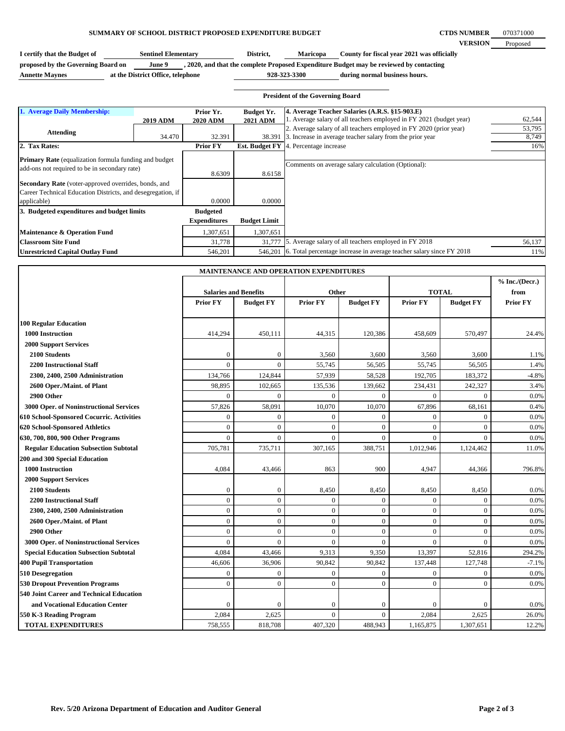**SUMMARY OF SCHOOL DISTRICT PROPOSED EXPENDITURE BUDGET**

**CTDS NUMBER** 070371000

**VERSION** Proposed

**I certify that the Budget of** Sentinel Elementary **District,** Maricopa **County for fiscal year 2021 was officially proposed by the Governing Board on** June 9 **, 2020, and that the complete Proposed Expenditure Budget may be reviewed by contacting** Annette Maynes **at the District Office, telephone** 928-323-3300 **during normal business hours.**

**President of the Governing Board**

| **1. Average Daily Membership:** | **2019 ADM** | **Prior Yr. 2020 ADM** | **Budget Yr. 2021 ADM** |
|---|---|---|---|
| **Attending** | 34.470 | 32.391 | 38.391 |
| **2. Tax Rates:** | | **Prior FY** | **Est. Budget FY** |
| **Primary Rate** (equalization formula funding and budget add-ons not required to be in secondary rate) | | 8.6309 | 8.6158 |
| **Secondary Rate** (voter-approved overrides, bonds, and Career Technical Education Districts, and desegregation, if applicable) | | 0.0000 | 0.0000 |
| **3. Budgeted expenditures and budget limits** | | **Budgeted Expenditures** | **Budget Limit** |
| **Maintenance & Operation Fund** | | 1,307,651 | 1,307,651 |
| **Classroom Site Fund** | | 31,778 | 31,777 |
| **Unrestricted Capital Outlay Fund** | | 546,201 | 546,201 |

| **4. Average Teacher Salaries (A.R.S. §15-903.E)** | |
|---|---|
| 1. Average salary of all teachers employed in FY 2021 (budget year) | 62,544 |
| 2. Average salary of all teachers employed in FY 2020 (prior year) | 53,795 |
| 3. Increase in average teacher salary from the prior year | 8,749 |
| 4. Percentage increase | 16% |
| Comments on average salary calculation (Optional): | |
| 5. Average salary of all teachers employed in FY 2018 | 56,137 |
| 6. Total percentage increase in average teacher salary since FY 2018 | 11% |

**MAINTENANCE AND OPERATION EXPENDITURES**

| | Salaries and Benefits | | Other | | TOTAL | | % Inc./(Decr.) from |
|---|---|---|---|---|---|---|---|
| | **Prior FY** | **Budget FY** | **Prior FY** | **Budget FY** | **Prior FY** | **Budget FY** | **Prior FY** |
| **100 Regular Education** | | | | | | | |
| **1000 Instruction** | 414,294 | 450,111 | 44,315 | 120,386 | 458,609 | 570,497 | 24.4% |
| **2000 Support Services** | | | | | | | |
| **2100 Students** | 0 | 0 | 3,560 | 3,600 | 3,560 | 3,600 | 1.1% |
| **2200 Instructional Staff** | 0 | 0 | 55,745 | 56,505 | 55,745 | 56,505 | 1.4% |
| **2300, 2400, 2500 Administration** | 134,766 | 124,844 | 57,939 | 58,528 | 192,705 | 183,372 | -4.8% |
| **2600 Oper./Maint. of Plant** | 98,895 | 102,665 | 135,536 | 139,662 | 234,431 | 242,327 | 3.4% |
| **2900 Other** | 0 | 0 | 0 | 0 | 0 | 0 | 0.0% |
| **3000 Oper. of Noninstructional Services** | 57,826 | 58,091 | 10,070 | 10,070 | 67,896 | 68,161 | 0.4% |
| **610 School-Sponsored Cocurric. Activities** | 0 | 0 | 0 | 0 | 0 | 0 | 0.0% |
| **620 School-Sponsored Athletics** | 0 | 0 | 0 | 0 | 0 | 0 | 0.0% |
| **630, 700, 800, 900 Other Programs** | 0 | 0 | 0 | 0 | 0 | 0 | 0.0% |
| **Regular Education Subsection Subtotal** | 705,781 | 735,711 | 307,165 | 388,751 | 1,012,946 | 1,124,462 | 11.0% |
| **200 and 300 Special Education** | | | | | | | |
| **1000 Instruction** | 4,084 | 43,466 | 863 | 900 | 4,947 | 44,366 | 796.8% |
| **2000 Support Services** | | | | | | | |
| **2100 Students** | 0 | 0 | 8,450 | 8,450 | 8,450 | 8,450 | 0.0% |
| **2200 Instructional Staff** | 0 | 0 | 0 | 0 | 0 | 0 | 0.0% |
| **2300, 2400, 2500 Administration** | 0 | 0 | 0 | 0 | 0 | 0 | 0.0% |
| **2600 Oper./Maint. of Plant** | 0 | 0 | 0 | 0 | 0 | 0 | 0.0% |
| **2900 Other** | 0 | 0 | 0 | 0 | 0 | 0 | 0.0% |
| **3000 Oper. of Noninstructional Services** | 0 | 0 | 0 | 0 | 0 | 0 | 0.0% |
| **Special Education Subsection Subtotal** | 4,084 | 43,466 | 9,313 | 9,350 | 13,397 | 52,816 | 294.2% |
| **400 Pupil Transportation** | 46,606 | 36,906 | 90,842 | 90,842 | 137,448 | 127,748 | -7.1% |
| **510 Desegregation** | 0 | 0 | 0 | 0 | 0 | 0 | 0.0% |
| **530 Dropout Prevention Programs** | 0 | 0 | 0 | 0 | 0 | 0 | 0.0% |
| **540 Joint Career and Technical Education and Vocational Education Center** | 0 | 0 | 0 | 0 | 0 | 0 | 0.0% |
| **550 K-3 Reading Program** | 2,084 | 2,625 | 0 | 0 | 2,084 | 2,625 | 26.0% |
| **TOTAL EXPENDITURES** | 758,555 | 818,708 | 407,320 | 488,943 | 1,165,875 | 1,307,651 | 12.2% |

Rev. 5/20 Arizona Department of Education and Auditor General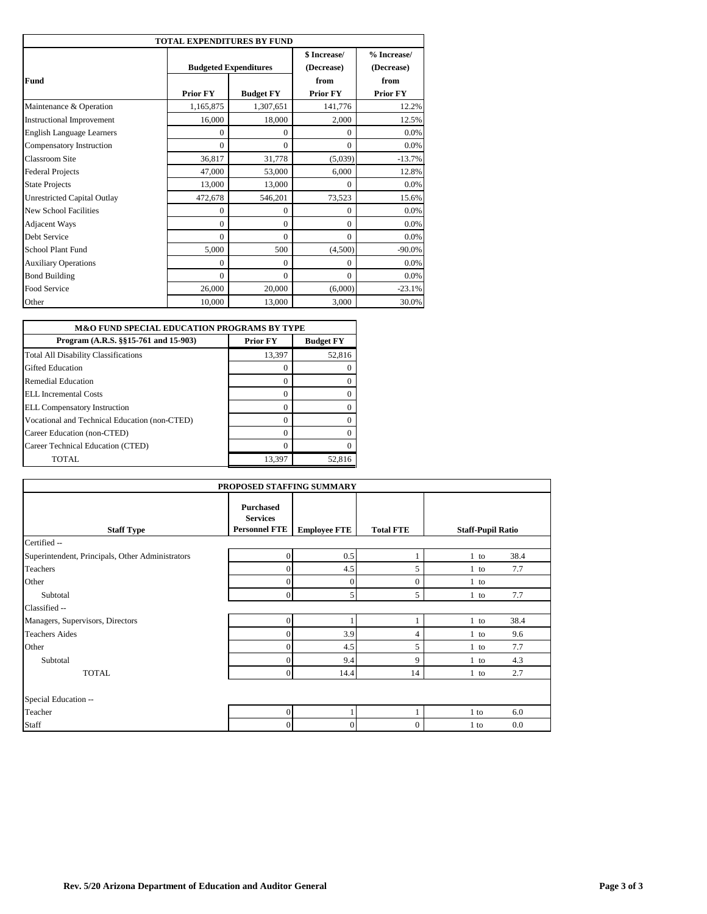| TOTAL EXPENDITURES BY FUND | | | | |
|---|---|---|---|---|
| Fund | Budgeted Expenditures | | $ Increase/ (Decrease) from | % Increase/ (Decrease) from |
| | Prior FY | Budget FY | Prior FY | Prior FY |
| Maintenance & Operation | 1,165,875 | 1,307,651 | 141,776 | 12.2% |
| Instructional Improvement | 16,000 | 18,000 | 2,000 | 12.5% |
| English Language Learners | 0 | 0 | 0 | 0.0% |
| Compensatory Instruction | 0 | 0 | 0 | 0.0% |
| Classroom Site | 36,817 | 31,778 | (5,039) | -13.7% |
| Federal Projects | 47,000 | 53,000 | 6,000 | 12.8% |
| State Projects | 13,000 | 13,000 | 0 | 0.0% |
| Unrestricted Capital Outlay | 472,678 | 546,201 | 73,523 | 15.6% |
| New School Facilities | 0 | 0 | 0 | 0.0% |
| Adjacent Ways | 0 | 0 | 0 | 0.0% |
| Debt Service | 0 | 0 | 0 | 0.0% |
| School Plant Fund | 5,000 | 500 | (4,500) | -90.0% |
| Auxiliary Operations | 0 | 0 | 0 | 0.0% |
| Bond Building | 0 | 0 | 0 | 0.0% |
| Food Service | 26,000 | 20,000 | (6,000) | -23.1% |
| Other | 10,000 | 13,000 | 3,000 | 30.0% |

| M&O FUND SPECIAL EDUCATION PROGRAMS BY TYPE | | |
|---|---|---|
| Program (A.R.S. §§15-761 and 15-903) | Prior FY | Budget FY |
| Total All Disability Classifications | 13,397 | 52,816 |
| Gifted Education | 0 | 0 |
| Remedial Education | 0 | 0 |
| ELL Incremental Costs | 0 | 0 |
| ELL Compensatory Instruction | 0 | 0 |
| Vocational and Technical Education (non-CTED) | 0 | 0 |
| Career Education (non-CTED) | 0 | 0 |
| Career Technical Education (CTED) | 0 | 0 |
| TOTAL | 13,397 | 52,816 |

| PROPOSED STAFFING SUMMARY | | | | |
|---|---|---|---|---|
| Staff Type | Purchased Services Personnel FTE | Employee FTE | Total FTE | Staff-Pupil Ratio |
| Certified -- | | | | |
| Superintendent, Principals, Other Administrators | 0 | 0.5 | 1 | 1 to 38.4 |
| Teachers | 0 | 4.5 | 5 | 1 to 7.7 |
| Other | 0 | 0 | 0 | 1 to |
| Subtotal | 0 | 5 | 5 | 1 to 7.7 |
| Classified -- | | | | |
| Managers, Supervisors, Directors | 0 | 1 | 1 | 1 to 38.4 |
| Teachers Aides | 0 | 3.9 | 4 | 1 to 9.6 |
| Other | 0 | 4.5 | 5 | 1 to 7.7 |
| Subtotal | 0 | 9.4 | 9 | 1 to 4.3 |
| TOTAL | 0 | 14.4 | 14 | 1 to 2.7 |
| Special Education -- | | | | |
| Teacher | 0 | 1 | 1 | 1 to 6.0 |
| Staff | 0 | 0 | 0 | 1 to 0.0 |

Rev. 5/20 Arizona Department of Education and Auditor General